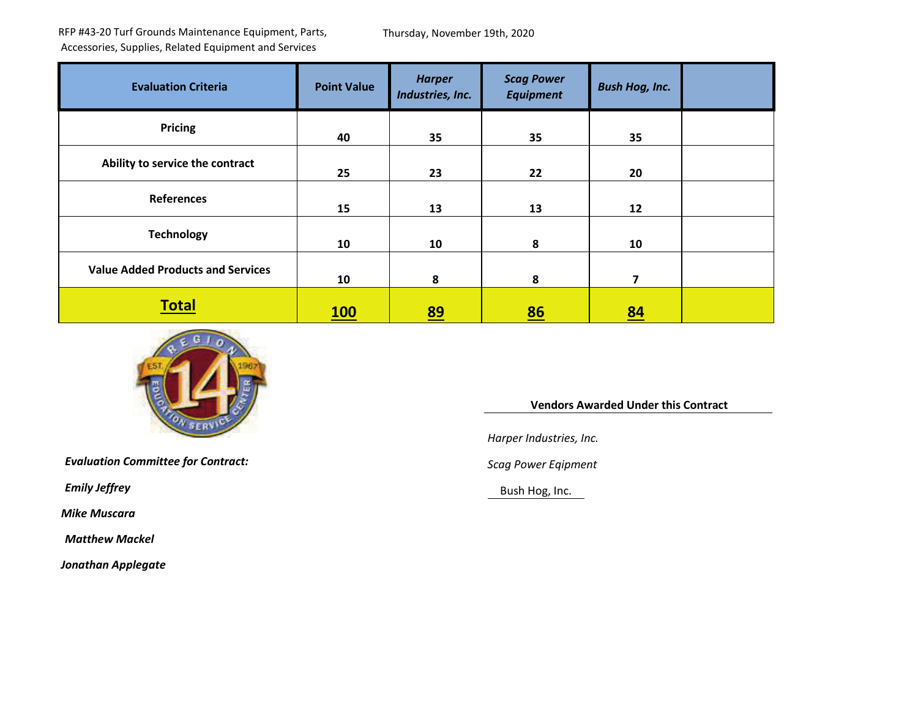RFP #43-20 Turf Grounds Maintenance Equipment, Parts, Accessories, Supplies, Related Equipment and Services

Thursday, November 19th, 2020

| Evaluation Criteria | Point Value | *Harper Industries, Inc.* | *Scag Power Equipment* | *Bush Hog, Inc.* | |
|---|---|---|---|---|---|
| **Pricing** | **40** | **35** | **35** | **35** | |
| **Ability to service the contract** | **25** | **23** | **22** | **20** | |
| **References** | **15** | **13** | **13** | **12** | |
| **Technology** | **10** | **10** | **8** | **10** | |
| **Value Added Products and Services** | **10** | **8** | **8** | **7** | |
| **Total** | **100** | **89** | **86** | **84** | |

***Evaluation Committee for Contract:***

***Emily Jeffrey***

***Mike Muscara***

***Matthew Mackel***

***Jonathan Applegate***

**Vendors Awarded Under this Contract**

*Harper Industries, Inc.*

*Scag Power Eqipment*

Bush Hog, Inc.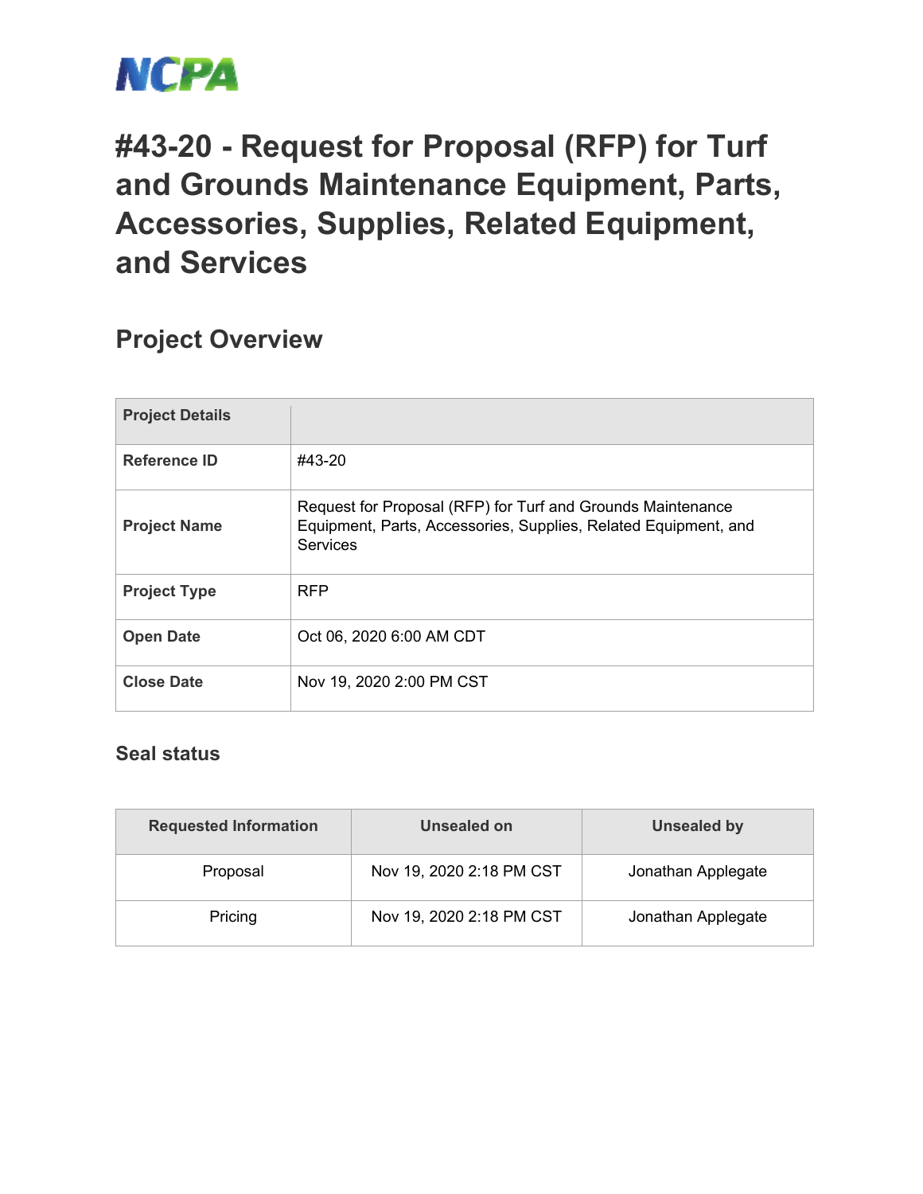NCPA

# #43-20 - Request for Proposal (RFP) for Turf and Grounds Maintenance Equipment, Parts, Accessories, Supplies, Related Equipment, and Services

## Project Overview

| Project Details | |
|---|---|
| Reference ID | #43-20 |
| Project Name | Request for Proposal (RFP) for Turf and Grounds Maintenance Equipment, Parts, Accessories, Supplies, Related Equipment, and Services |
| Project Type | RFP |
| Open Date | Oct 06, 2020 6:00 AM CDT |
| Close Date | Nov 19, 2020 2:00 PM CST |

### Seal status

| Requested Information | Unsealed on | Unsealed by |
|---|---|---|
| Proposal | Nov 19, 2020 2:18 PM CST | Jonathan Applegate |
| Pricing | Nov 19, 2020 2:18 PM CST | Jonathan Applegate |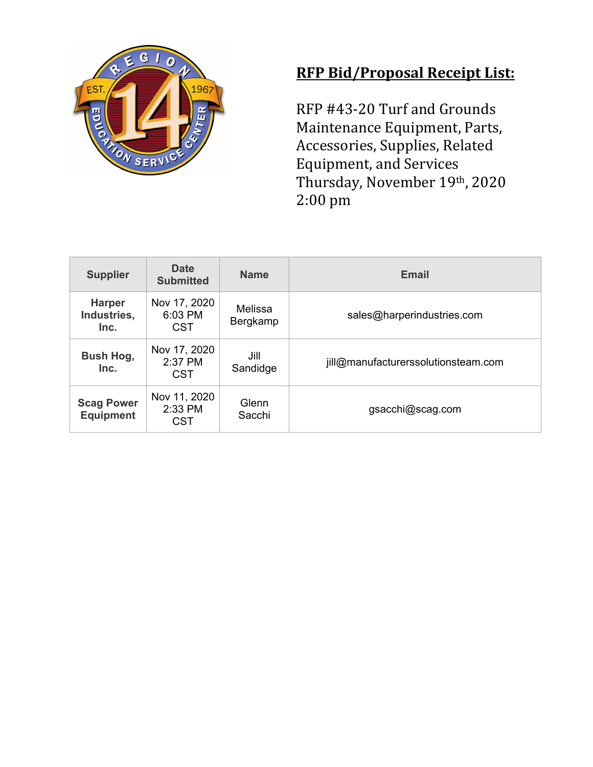## RFP Bid/Proposal Receipt List:

RFP #43-20 Turf and Grounds Maintenance Equipment, Parts, Accessories, Supplies, Related Equipment, and Services
Thursday, November 19th, 2020
2:00 pm

| Supplier | Date Submitted | Name | Email |
|---|---|---|---|
| **Harper Industries, Inc.** | Nov 17, 2020 6:03 PM CST | Melissa Bergkamp | sales@harperindustries.com |
| **Bush Hog, Inc.** | Nov 17, 2020 2:37 PM CST | Jill Sandidge | jill@manufacturerssolutionsteam.com |
| **Scag Power Equipment** | Nov 11, 2020 2:33 PM CST | Glenn Sacchi | gsacchi@scag.com |